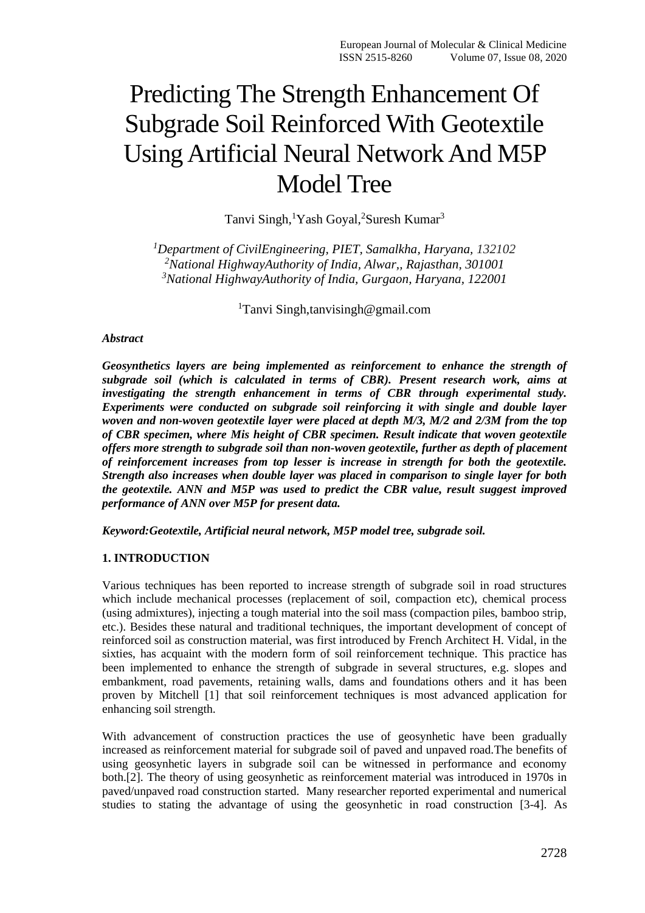# Predicting The Strength Enhancement Of Subgrade Soil Reinforced With Geotextile Using Artificial Neural Network And M5P Model Tree

Tanvi Singh,[1]Yash Goyal,[2]Suresh Kumar[3]

*[1]Department of CivilEngineering, PIET, Samalkha, Haryana, 132102*
*[2]National HighwayAuthority of India, Alwar,, Rajasthan, 301001*
*[3]National HighwayAuthority of India, Gurgaon, Haryana, 122001*

[1]Tanvi Singh,tanvisingh@gmail.com

***Abstract***

***Geosynthetics layers are being implemented as reinforcement to enhance the strength of subgrade soil (which is calculated in terms of CBR). Present research work, aims at investigating the strength enhancement in terms of CBR through experimental study. Experiments were conducted on subgrade soil reinforcing it with single and double layer woven and non-woven geotextile layer were placed at depth M/3, M/2 and 2/3M from the top of CBR specimen, where Mis height of CBR specimen. Result indicate that woven geotextile offers more strength to subgrade soil than non-woven geotextile, further as depth of placement of reinforcement increases from top lesser is increase in strength for both the geotextile. Strength also increases when double layer was placed in comparison to single layer for both the geotextile. ANN and M5P was used to predict the CBR value, result suggest improved performance of ANN over M5P for present data.***

***Keyword:Geotextile, Artificial neural network, M5P model tree, subgrade soil.***

## 1. INTRODUCTION

Various techniques has been reported to increase strength of subgrade soil in road structures which include mechanical processes (replacement of soil, compaction etc), chemical process (using admixtures), injecting a tough material into the soil mass (compaction piles, bamboo strip, etc.). Besides these natural and traditional techniques, the important development of concept of reinforced soil as construction material, was first introduced by French Architect H. Vidal, in the sixties, has acquaint with the modern form of soil reinforcement technique. This practice has been implemented to enhance the strength of subgrade in several structures, e.g. slopes and embankment, road pavements, retaining walls, dams and foundations others and it has been proven by Mitchell [1] that soil reinforcement techniques is most advanced application for enhancing soil strength.

With advancement of construction practices the use of geosynhetic have been gradually increased as reinforcement material for subgrade soil of paved and unpaved road.The benefits of using geosynhetic layers in subgrade soil can be witnessed in performance and economy both.[2]. The theory of using geosynhetic as reinforcement material was introduced in 1970s in paved/unpaved road construction started. Many researcher reported experimental and numerical studies to stating the advantage of using the geosynhetic in road construction [3-4]. As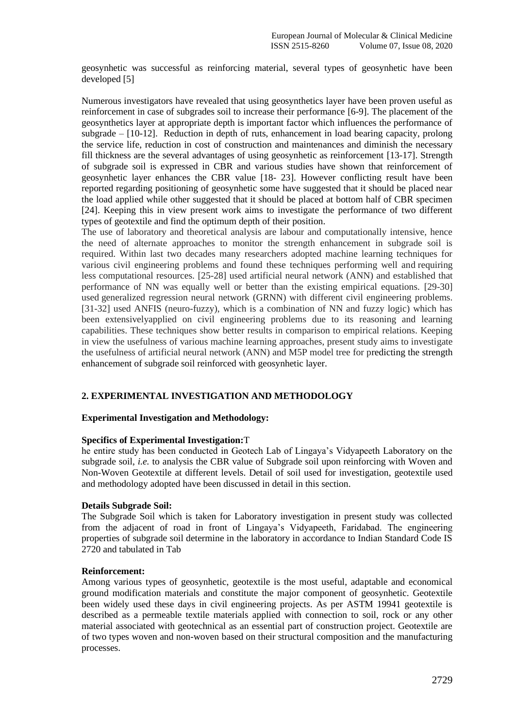geosynhetic was successful as reinforcing material, several types of geosynhetic have been developed [5]

Numerous investigators have revealed that using geosynthetics layer have been proven useful as reinforcement in case of subgrades soil to increase their performance [6-9]. The placement of the geosynthetics layer at appropriate depth is important factor which influences the performance of subgrade – [10-12]. Reduction in depth of ruts, enhancement in load bearing capacity, prolong the service life, reduction in cost of construction and maintenances and diminish the necessary fill thickness are the several advantages of using geosynhetic as reinforcement [13-17]. Strength of subgrade soil is expressed in CBR and various studies have shown that reinforcement of geosynhetic layer enhances the CBR value [18- 23]. However conflicting result have been reported regarding positioning of geosynhetic some have suggested that it should be placed near the load applied while other suggested that it should be placed at bottom half of CBR specimen [24]. Keeping this in view present work aims to investigate the performance of two different types of geotextile and find the optimum depth of their position.

The use of laboratory and theoretical analysis are labour and computationally intensive, hence the need of alternate approaches to monitor the strength enhancement in subgrade soil is required. Within last two decades many researchers adopted machine learning techniques for various civil engineering problems and found these techniques performing well and requiring less computational resources. [25-28] used artificial neural network (ANN) and established that performance of NN was equally well or better than the existing empirical equations. [29-30] used generalized regression neural network (GRNN) with different civil engineering problems. [31-32] used ANFIS (neuro-fuzzy), which is a combination of NN and fuzzy logic) which has been extensivelyapplied on civil engineering problems due to its reasoning and learning capabilities. These techniques show better results in comparison to empirical relations. Keeping in view the usefulness of various machine learning approaches, present study aims to investigate the usefulness of artificial neural network (ANN) and M5P model tree for predicting the strength enhancement of subgrade soil reinforced with geosynhetic layer.

## 2. EXPERIMENTAL INVESTIGATION AND METHODOLOGY

### Experimental Investigation and Methodology:

**Specifics of Experimental Investigation:**T
he entire study has been conducted in Geotech Lab of Lingaya's Vidyapeeth Laboratory on the subgrade soil, *i.e.* to analysis the CBR value of Subgrade soil upon reinforcing with Woven and Non-Woven Geotextile at different levels. Detail of soil used for investigation, geotextile used and methodology adopted have been discussed in detail in this section.

**Details Subgrade Soil:**
The Subgrade Soil which is taken for Laboratory investigation in present study was collected from the adjacent of road in front of Lingaya's Vidyapeeth, Faridabad. The engineering properties of subgrade soil determine in the laboratory in accordance to Indian Standard Code IS 2720 and tabulated in Tab

**Reinforcement:**
Among various types of geosynhetic, geotextile is the most useful, adaptable and economical ground modification materials and constitute the major component of geosynhetic. Geotextile been widely used these days in civil engineering projects. As per ASTM 19941 geotextile is described as a permeable textile materials applied with connection to soil, rock or any other material associated with geotechnical as an essential part of construction project. Geotextile are of two types woven and non-woven based on their structural composition and the manufacturing processes.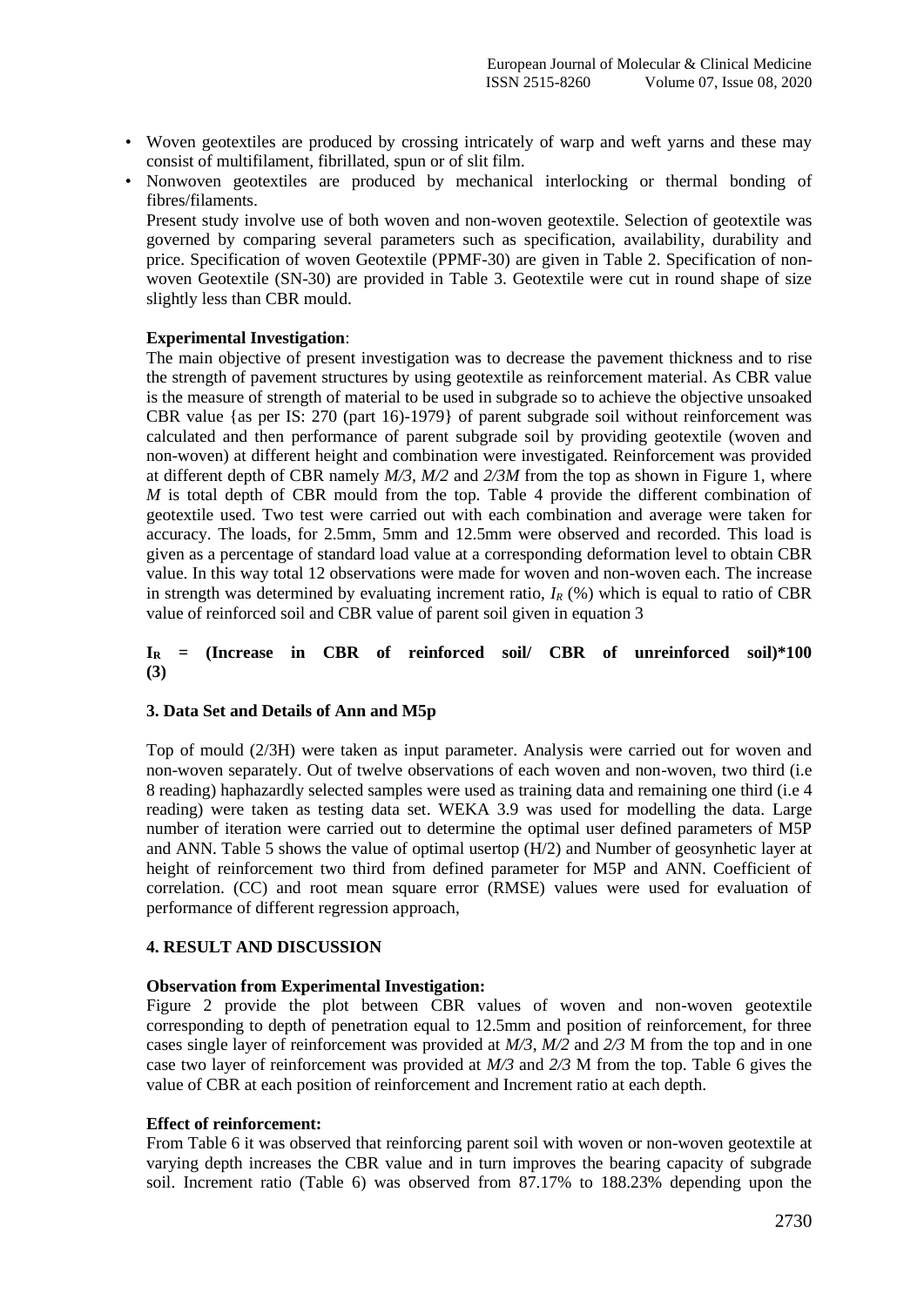- Woven geotextiles are produced by crossing intricately of warp and weft yarns and these may consist of multifilament, fibrillated, spun or of slit film.
- Nonwoven geotextiles are produced by mechanical interlocking or thermal bonding of fibres/filaments.

  Present study involve use of both woven and non-woven geotextile. Selection of geotextile was governed by comparing several parameters such as specification, availability, durability and price. Specification of woven Geotextile (PPMF-30) are given in Table 2. Specification of non-woven Geotextile (SN-30) are provided in Table 3. Geotextile were cut in round shape of size slightly less than CBR mould.

**Experimental Investigation**:

The main objective of present investigation was to decrease the pavement thickness and to rise the strength of pavement structures by using geotextile as reinforcement material. As CBR value is the measure of strength of material to be used in subgrade so to achieve the objective unsoaked CBR value {as per IS: 270 (part 16)-1979} of parent subgrade soil without reinforcement was calculated and then performance of parent subgrade soil by providing geotextile (woven and non-woven) at different height and combination were investigated. Reinforcement was provided at different depth of CBR namely *M/3*, *M/2* and *2/3M* from the top as shown in Figure 1, where *M* is total depth of CBR mould from the top. Table 4 provide the different combination of geotextile used. Two test were carried out with each combination and average were taken for accuracy. The loads, for 2.5mm, 5mm and 12.5mm were observed and recorded. This load is given as a percentage of standard load value at a corresponding deformation level to obtain CBR value. In this way total 12 observations were made for woven and non-woven each. The increase in strength was determined by evaluating increment ratio, $I_R$ (%) which is equal to ratio of CBR value of reinforced soil and CBR value of parent soil given in equation 3

$$I_R = (\text{Increase in CBR of reinforced soil}/\ \text{CBR of unreinforced soil})*100 \qquad (3)$$

### 3. Data Set and Details of Ann and M5p

Top of mould (2/3H) were taken as input parameter. Analysis were carried out for woven and non-woven separately. Out of twelve observations of each woven and non-woven, two third (i.e 8 reading) haphazardly selected samples were used as training data and remaining one third (i.e 4 reading) were taken as testing data set. WEKA 3.9 was used for modelling the data. Large number of iteration were carried out to determine the optimal user defined parameters of M5P and ANN. Table 5 shows the value of optimal usertop (H/2) and Number of geosynhetic layer at height of reinforcement two third from defined parameter for M5P and ANN. Coefficient of correlation. (CC) and root mean square error (RMSE) values were used for evaluation of performance of different regression approach,

### 4. RESULT AND DISCUSSION

**Observation from Experimental Investigation:**

Figure 2 provide the plot between CBR values of woven and non-woven geotextile corresponding to depth of penetration equal to 12.5mm and position of reinforcement, for three cases single layer of reinforcement was provided at *M/3*, *M/2* and *2/3* M from the top and in one case two layer of reinforcement was provided at *M/3* and *2/3* M from the top. Table 6 gives the value of CBR at each position of reinforcement and Increment ratio at each depth.

**Effect of reinforcement:**

From Table 6 it was observed that reinforcing parent soil with woven or non-woven geotextile at varying depth increases the CBR value and in turn improves the bearing capacity of subgrade soil. Increment ratio (Table 6) was observed from 87.17% to 188.23% depending upon the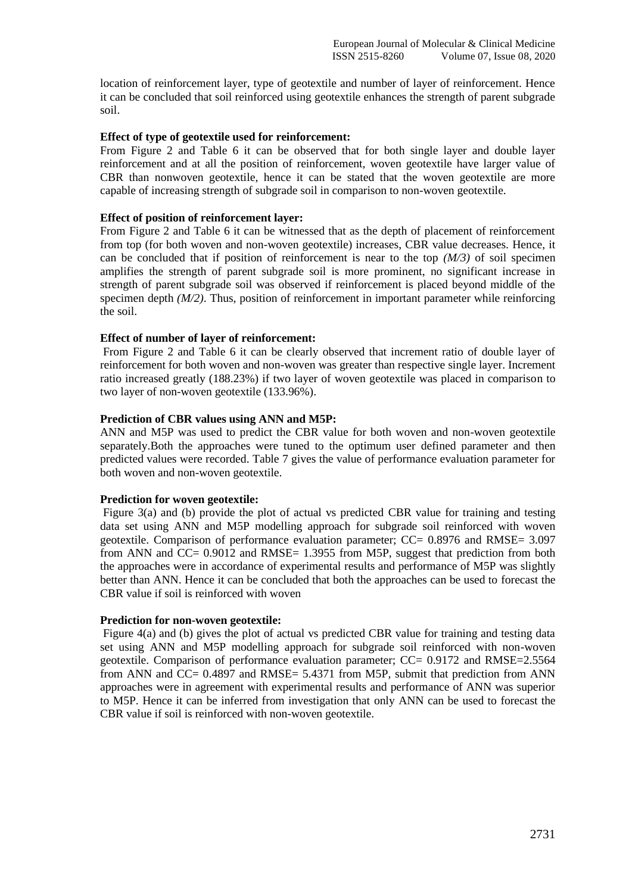location of reinforcement layer, type of geotextile and number of layer of reinforcement. Hence it can be concluded that soil reinforced using geotextile enhances the strength of parent subgrade soil.

**Effect of type of geotextile used for reinforcement:**

From Figure 2 and Table 6 it can be observed that for both single layer and double layer reinforcement and at all the position of reinforcement, woven geotextile have larger value of CBR than nonwoven geotextile, hence it can be stated that the woven geotextile are more capable of increasing strength of subgrade soil in comparison to non-woven geotextile.

**Effect of position of reinforcement layer:**

From Figure 2 and Table 6 it can be witnessed that as the depth of placement of reinforcement from top (for both woven and non-woven geotextile) increases, CBR value decreases. Hence, it can be concluded that if position of reinforcement is near to the top *(M/3)* of soil specimen amplifies the strength of parent subgrade soil is more prominent, no significant increase in strength of parent subgrade soil was observed if reinforcement is placed beyond middle of the specimen depth *(M/2)*. Thus, position of reinforcement in important parameter while reinforcing the soil.

**Effect of number of layer of reinforcement:**

From Figure 2 and Table 6 it can be clearly observed that increment ratio of double layer of reinforcement for both woven and non-woven was greater than respective single layer. Increment ratio increased greatly (188.23%) if two layer of woven geotextile was placed in comparison to two layer of non-woven geotextile (133.96%).

**Prediction of CBR values using ANN and M5P:**

ANN and M5P was used to predict the CBR value for both woven and non-woven geotextile separately.Both the approaches were tuned to the optimum user defined parameter and then predicted values were recorded. Table 7 gives the value of performance evaluation parameter for both woven and non-woven geotextile.

**Prediction for woven geotextile:**

Figure 3(a) and (b) provide the plot of actual vs predicted CBR value for training and testing data set using ANN and M5P modelling approach for subgrade soil reinforced with woven geotextile. Comparison of performance evaluation parameter; CC= 0.8976 and RMSE= 3.097 from ANN and CC= 0.9012 and RMSE= 1.3955 from M5P, suggest that prediction from both the approaches were in accordance of experimental results and performance of M5P was slightly better than ANN. Hence it can be concluded that both the approaches can be used to forecast the CBR value if soil is reinforced with woven

**Prediction for non-woven geotextile:**

Figure 4(a) and (b) gives the plot of actual vs predicted CBR value for training and testing data set using ANN and M5P modelling approach for subgrade soil reinforced with non-woven geotextile. Comparison of performance evaluation parameter; CC= 0.9172 and RMSE=2.5564 from ANN and CC= 0.4897 and RMSE= 5.4371 from M5P, submit that prediction from ANN approaches were in agreement with experimental results and performance of ANN was superior to M5P. Hence it can be inferred from investigation that only ANN can be used to forecast the CBR value if soil is reinforced with non-woven geotextile.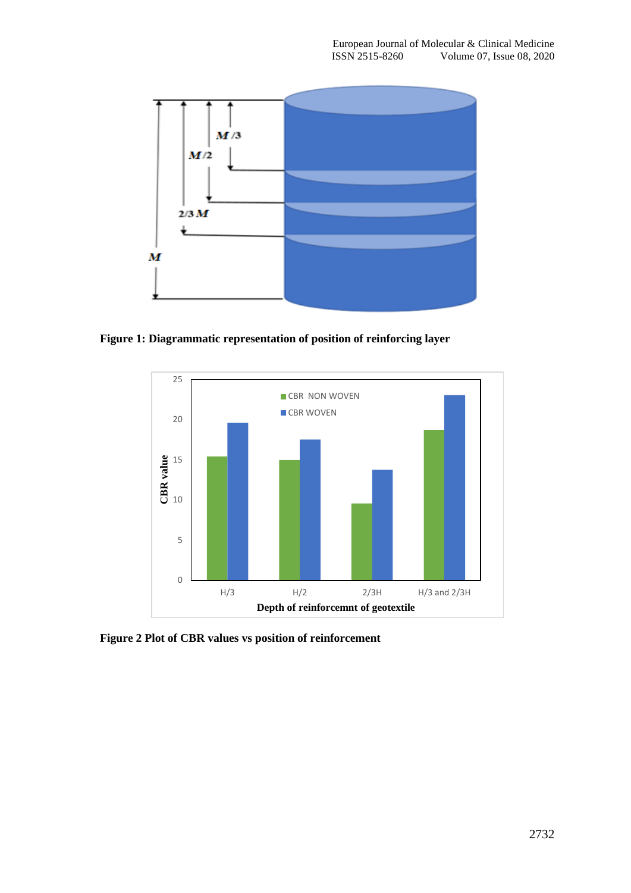**Figure 1: Diagrammatic representation of position of reinforcing layer**

**Figure 2 Plot of CBR values vs position of reinforcement**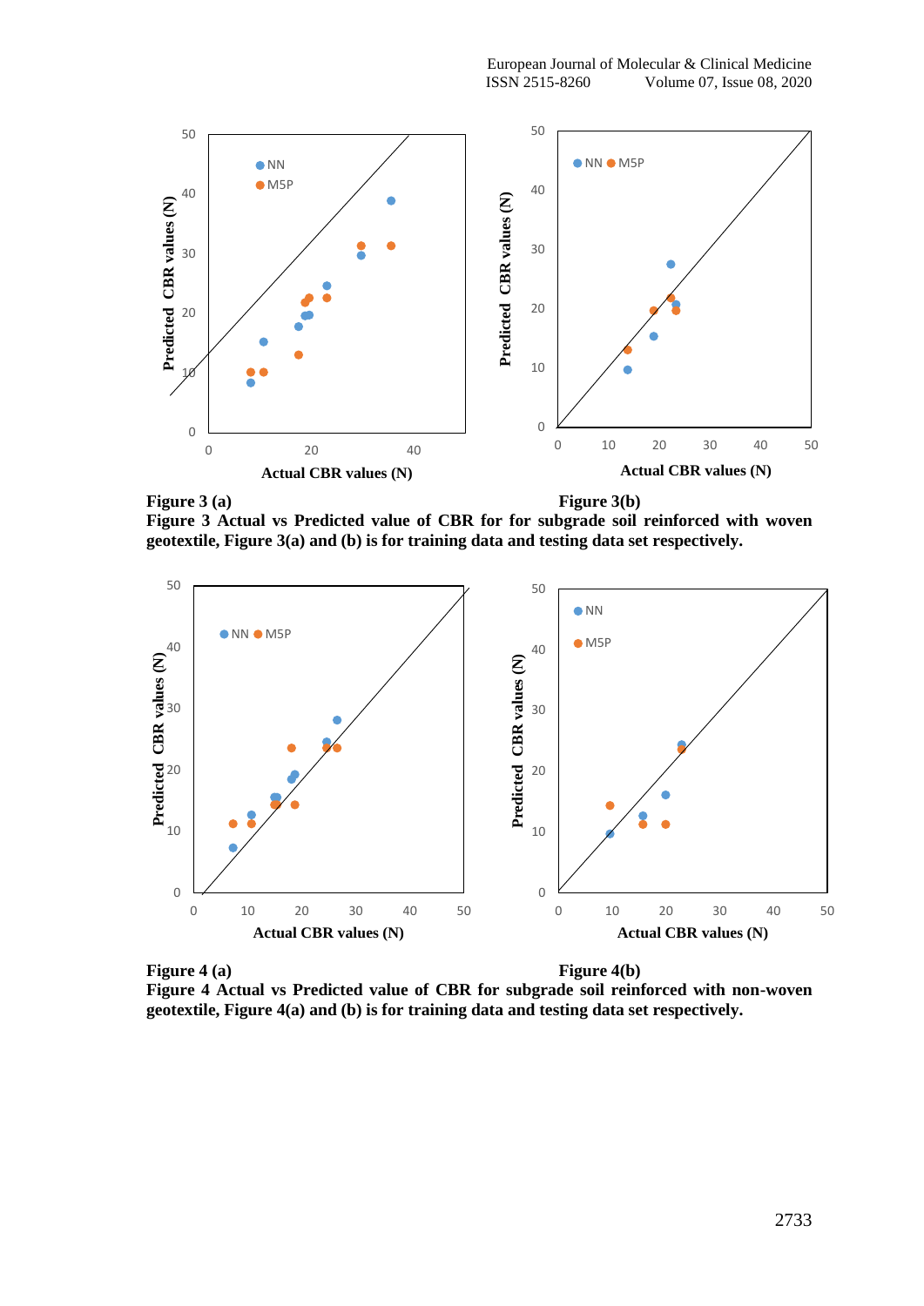Figure 3 (a)

Figure 3(b)

**Figure 3 Actual vs Predicted value of CBR for for subgrade soil reinforced with woven geotextile, Figure 3(a) and (b) is for training data and testing data set respectively.**

Figure 4 (a)

Figure 4(b)

**Figure 4 Actual vs Predicted value of CBR for subgrade soil reinforced with non-woven geotextile, Figure 4(a) and (b) is for training data and testing data set respectively.**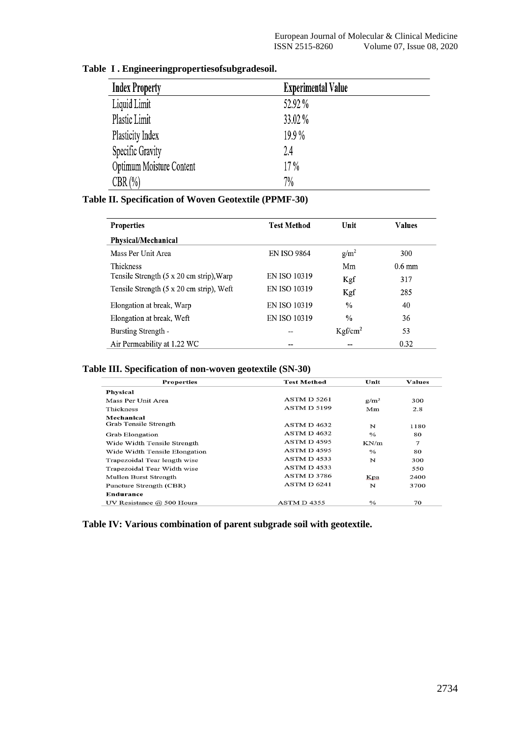**Table I . Engineeringpropertiesofsubgradesoil.**

| Index Property | Experimental Value |
|---|---|
| Liquid Limit | 52.92 % |
| Plastic Limit | 33.02 % |
| Plasticity Index | 19.9 % |
| Specific Gravity | 2.4 |
| Optimum Moisture Content | 17 % |
| CBR (%) | 7% |

**Table II. Specification of Woven Geotextile (PPMF-30)**

| Properties | Test Method | Unit | Values |
|---|---|---|---|
| **Physical/Mechanical** | | | |
| Mass Per Unit Area | EN ISO 9864 | $g/m^2$ | 300 |
| Thickness | | Mm | 0.6 mm |
| Tensile Strength (5 x 20 cm strip),Warp | EN ISO 10319 | Kgf | 317 |
| Tensile Strength (5 x 20 cm strip), Weft | EN ISO 10319 | Kgf | 285 |
| Elongation at break, Warp | EN ISO 10319 | % | 40 |
| Elongation at break, Weft | EN ISO 10319 | % | 36 |
| Bursting Strength - | -- | $Kgf/cm^2$ | 53 |
| Air Permeability at 1.22 WC | -- | -- | 0.32 |

**Table III. Specification of non-woven geotextile (SN-30)**

| Properties | Test Method | Unit | Values |
|---|---|---|---|
| **Physical** | | | |
| Mass Per Unit Area | ASTM D 5261 | $g/m^2$ | 300 |
| Thickness | ASTM D 5199 | Mm | 2.8 |
| **Mechanical** | | | |
| Grab Tensile Strength | ASTM D 4632 | N | 1180 |
| Grab Elongation | ASTM D 4632 | % | 80 |
| Wide Width Tensile Strength | ASTM D 4595 | KN/m | 7 |
| Wide Width Tensile Elongation | ASTM D 4595 | % | 80 |
| Trapezoidal Tear length wise | ASTM D 4533 | N | 300 |
| Trapezoidal Tear Width wise | ASTM D 4533 | | 550 |
| Mullen Burst Strength | ASTM D 3786 | Kpa | 2400 |
| Puncture Strength (CBR) | ASTM D 6241 | N | 3700 |
| **Endurance** | | | |
| UV Resistance @ 500 Hours | ASTM D 4355 | % | 70 |

**Table IV: Various combination of parent subgrade soil with geotextile.**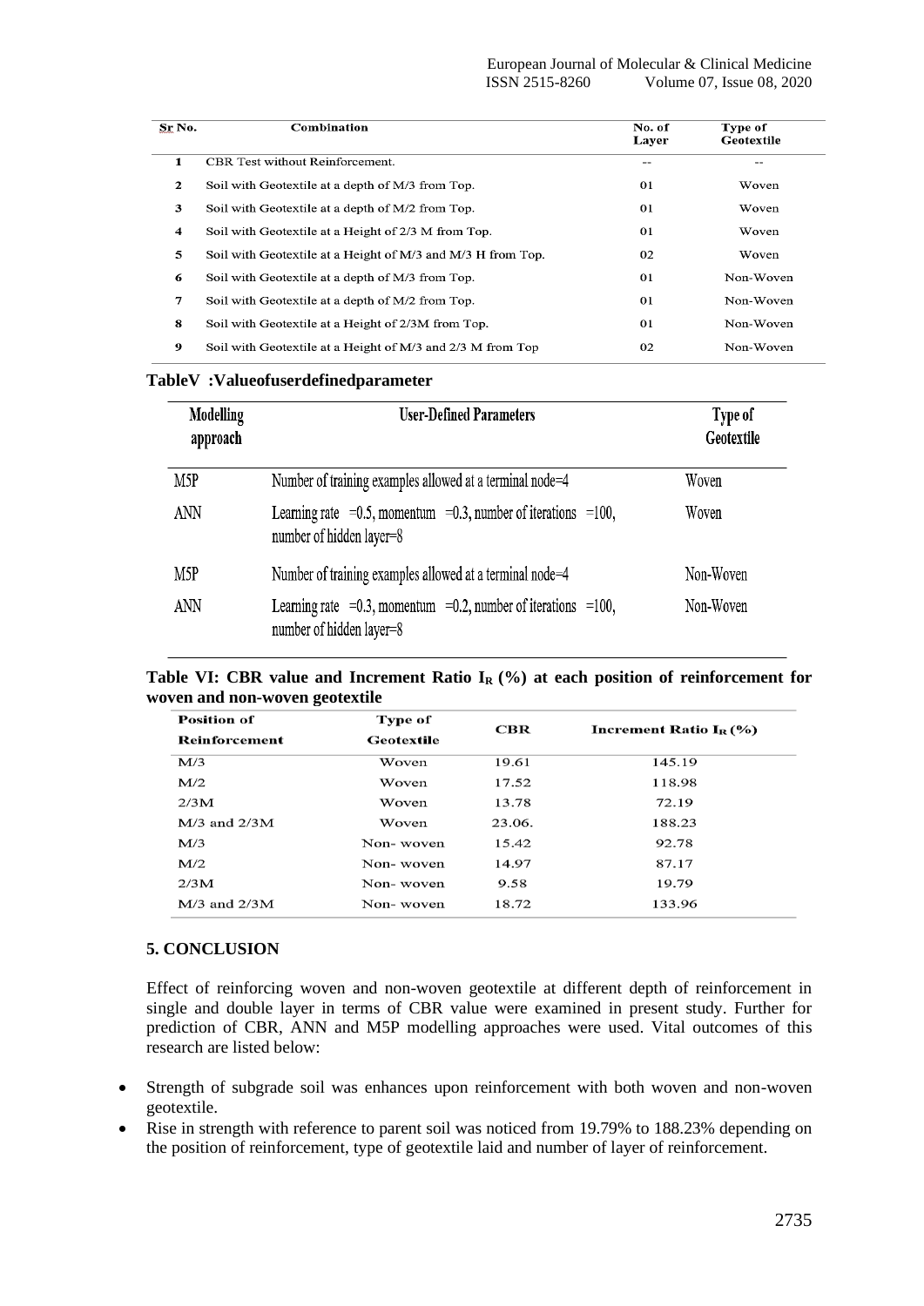| Sr No. | Combination | No. of Layer | Type of Geotextile |
|---|---|---|---|
| 1 | CBR Test without Reinforcement. | -- | -- |
| 2 | Soil with Geotextile at a depth of M/3 from Top. | 01 | Woven |
| 3 | Soil with Geotextile at a depth of M/2 from Top. | 01 | Woven |
| 4 | Soil with Geotextile at a Height of 2/3 M from Top. | 01 | Woven |
| 5 | Soil with Geotextile at a Height of M/3 and M/3 H from Top. | 02 | Woven |
| 6 | Soil with Geotextile at a depth of M/3 from Top. | 01 | Non-Woven |
| 7 | Soil with Geotextile at a depth of M/2 from Top. | 01 | Non-Woven |
| 8 | Soil with Geotextile at a Height of 2/3M from Top. | 01 | Non-Woven |
| 9 | Soil with Geotextile at a Height of M/3 and 2/3 M from Top | 02 | Non-Woven |

**TableV :Valueofuserdefinedparameter**

| Modelling approach | User-Defined Parameters | Type of Geotextile |
|---|---|---|
| M5P | Number of training examples allowed at a terminal node=4 | Woven |
| ANN | Learning rate =0.5, momentum =0.3, number of iterations =100, number of hidden layer=8 | Woven |
| M5P | Number of training examples allowed at a terminal node=4 | Non-Woven |
| ANN | Learning rate =0.3, momentum =0.2, number of iterations =100, number of hidden layer=8 | Non-Woven |

**Table VI: CBR value and Increment Ratio $I_R$ (%) at each position of reinforcement for woven and non-woven geotextile**

| Position of Reinforcement | Type of Geotextile | CBR | Increment Ratio $I_R$ (%) |
|---|---|---|---|
| M/3 | Woven | 19.61 | 145.19 |
| M/2 | Woven | 17.52 | 118.98 |
| 2/3M | Woven | 13.78 | 72.19 |
| M/3 and 2/3M | Woven | 23.06. | 188.23 |
| M/3 | Non- woven | 15.42 | 92.78 |
| M/2 | Non- woven | 14.97 | 87.17 |
| 2/3M | Non- woven | 9.58 | 19.79 |
| M/3 and 2/3M | Non- woven | 18.72 | 133.96 |

## 5. CONCLUSION

Effect of reinforcing woven and non-woven geotextile at different depth of reinforcement in single and double layer in terms of CBR value were examined in present study. Further for prediction of CBR, ANN and M5P modelling approaches were used. Vital outcomes of this research are listed below:

- Strength of subgrade soil was enhances upon reinforcement with both woven and non-woven geotextile.
- Rise in strength with reference to parent soil was noticed from 19.79% to 188.23% depending on the position of reinforcement, type of geotextile laid and number of layer of reinforcement.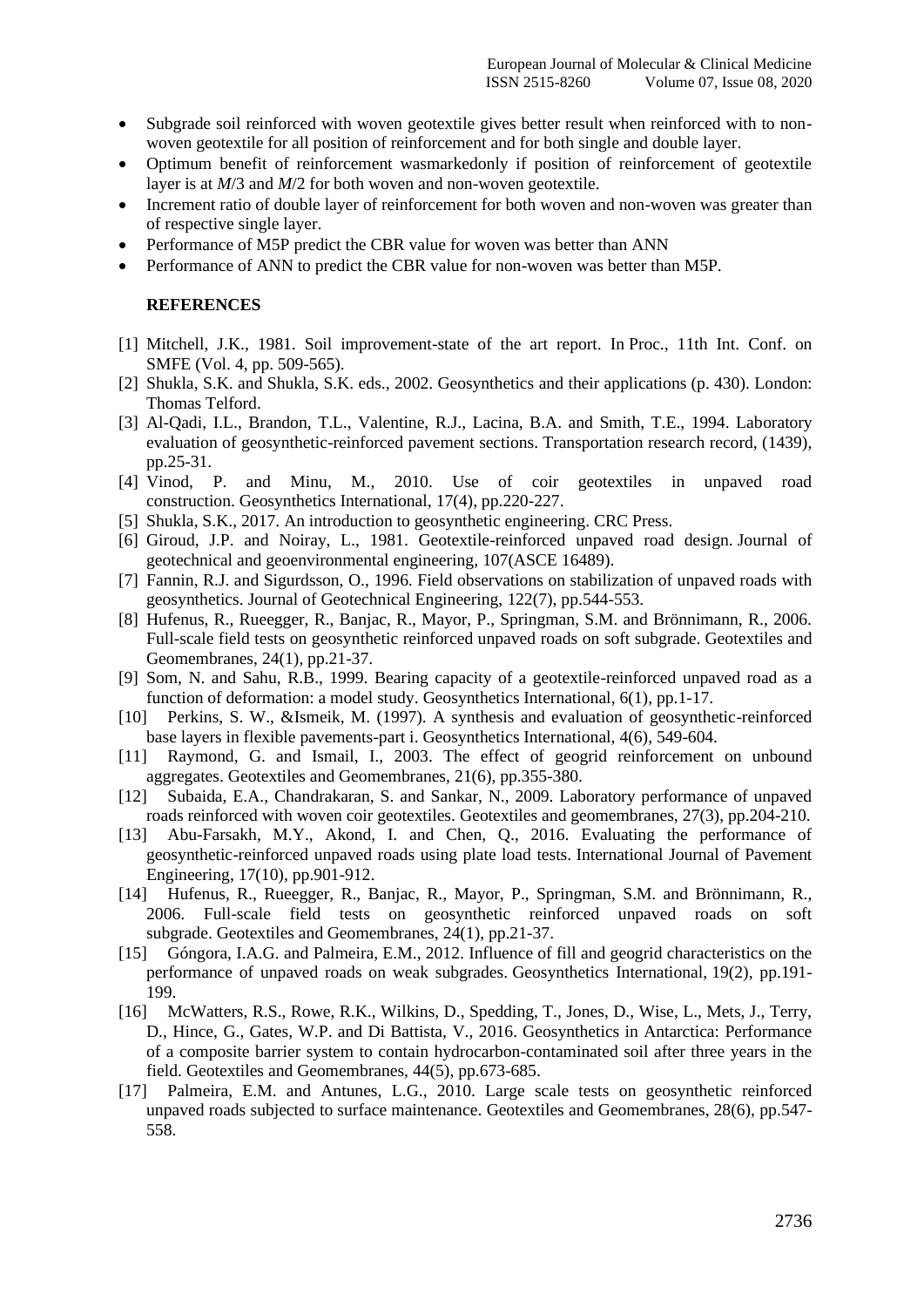- Subgrade soil reinforced with woven geotextile gives better result when reinforced with to non-woven geotextile for all position of reinforcement and for both single and double layer.
- Optimum benefit of reinforcement wasmarkedonly if position of reinforcement of geotextile layer is at *M*/3 and *M*/2 for both woven and non-woven geotextile.
- Increment ratio of double layer of reinforcement for both woven and non-woven was greater than of respective single layer.
- Performance of M5P predict the CBR value for woven was better than ANN
- Performance of ANN to predict the CBR value for non-woven was better than M5P.

## REFERENCES

[1] Mitchell, J.K., 1981. Soil improvement-state of the art report. In Proc., 11th Int. Conf. on SMFE (Vol. 4, pp. 509-565).

[2] Shukla, S.K. and Shukla, S.K. eds., 2002. Geosynthetics and their applications (p. 430). London: Thomas Telford.

[3] Al-Qadi, I.L., Brandon, T.L., Valentine, R.J., Lacina, B.A. and Smith, T.E., 1994. Laboratory evaluation of geosynthetic-reinforced pavement sections. Transportation research record, (1439), pp.25-31.

[4] Vinod, P. and Minu, M., 2010. Use of coir geotextiles in unpaved road construction. Geosynthetics International, 17(4), pp.220-227.

[5] Shukla, S.K., 2017. An introduction to geosynthetic engineering. CRC Press.

[6] Giroud, J.P. and Noiray, L., 1981. Geotextile-reinforced unpaved road design. Journal of geotechnical and geoenvironmental engineering, 107(ASCE 16489).

[7] Fannin, R.J. and Sigurdsson, O., 1996. Field observations on stabilization of unpaved roads with geosynthetics. Journal of Geotechnical Engineering, 122(7), pp.544-553.

[8] Hufenus, R., Rueegger, R., Banjac, R., Mayor, P., Springman, S.M. and Brönnimann, R., 2006. Full-scale field tests on geosynthetic reinforced unpaved roads on soft subgrade. Geotextiles and Geomembranes, 24(1), pp.21-37.

[9] Som, N. and Sahu, R.B., 1999. Bearing capacity of a geotextile-reinforced unpaved road as a function of deformation: a model study. Geosynthetics International, 6(1), pp.1-17.

[10] Perkins, S. W., &Ismeik, M. (1997). A synthesis and evaluation of geosynthetic-reinforced base layers in flexible pavements-part i. Geosynthetics International, 4(6), 549-604.

[11] Raymond, G. and Ismail, I., 2003. The effect of geogrid reinforcement on unbound aggregates. Geotextiles and Geomembranes, 21(6), pp.355-380.

[12] Subaida, E.A., Chandrakaran, S. and Sankar, N., 2009. Laboratory performance of unpaved roads reinforced with woven coir geotextiles. Geotextiles and geomembranes, 27(3), pp.204-210.

[13] Abu-Farsakh, M.Y., Akond, I. and Chen, Q., 2016. Evaluating the performance of geosynthetic-reinforced unpaved roads using plate load tests. International Journal of Pavement Engineering, 17(10), pp.901-912.

[14] Hufenus, R., Rueegger, R., Banjac, R., Mayor, P., Springman, S.M. and Brönnimann, R., 2006. Full-scale field tests on geosynthetic reinforced unpaved roads on soft subgrade. Geotextiles and Geomembranes, 24(1), pp.21-37.

[15] Góngora, I.A.G. and Palmeira, E.M., 2012. Influence of fill and geogrid characteristics on the performance of unpaved roads on weak subgrades. Geosynthetics International, 19(2), pp.191-199.

[16] McWatters, R.S., Rowe, R.K., Wilkins, D., Spedding, T., Jones, D., Wise, L., Mets, J., Terry, D., Hince, G., Gates, W.P. and Di Battista, V., 2016. Geosynthetics in Antarctica: Performance of a composite barrier system to contain hydrocarbon-contaminated soil after three years in the field. Geotextiles and Geomembranes, 44(5), pp.673-685.

[17] Palmeira, E.M. and Antunes, L.G., 2010. Large scale tests on geosynthetic reinforced unpaved roads subjected to surface maintenance. Geotextiles and Geomembranes, 28(6), pp.547-558.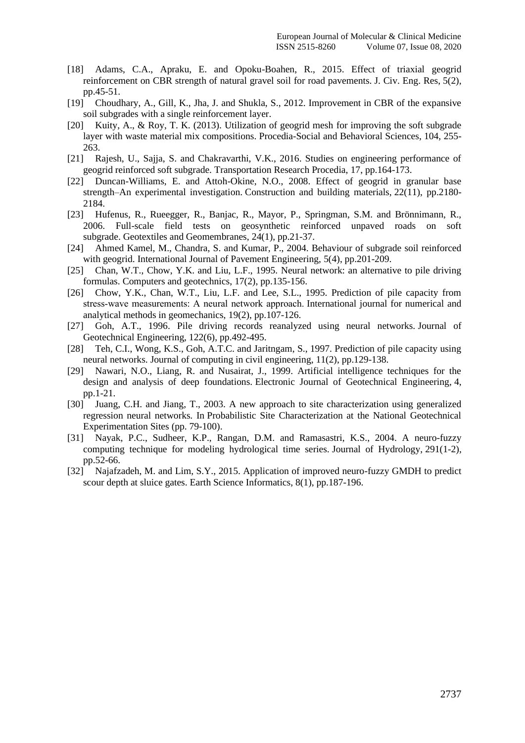[18] Adams, C.A., Apraku, E. and Opoku-Boahen, R., 2015. Effect of triaxial geogrid reinforcement on CBR strength of natural gravel soil for road pavements. J. Civ. Eng. Res, 5(2), pp.45-51.

[19] Choudhary, A., Gill, K., Jha, J. and Shukla, S., 2012. Improvement in CBR of the expansive soil subgrades with a single reinforcement layer.

[20] Kuity, A., & Roy, T. K. (2013). Utilization of geogrid mesh for improving the soft subgrade layer with waste material mix compositions. Procedia-Social and Behavioral Sciences, 104, 255-263.

[21] Rajesh, U., Sajja, S. and Chakravarthi, V.K., 2016. Studies on engineering performance of geogrid reinforced soft subgrade. Transportation Research Procedia, 17, pp.164-173.

[22] Duncan-Williams, E. and Attoh-Okine, N.O., 2008. Effect of geogrid in granular base strength–An experimental investigation. Construction and building materials, 22(11), pp.2180-2184.

[23] Hufenus, R., Rueegger, R., Banjac, R., Mayor, P., Springman, S.M. and Brönnimann, R., 2006. Full-scale field tests on geosynthetic reinforced unpaved roads on soft subgrade. Geotextiles and Geomembranes, 24(1), pp.21-37.

[24] Ahmed Kamel, M., Chandra, S. and Kumar, P., 2004. Behaviour of subgrade soil reinforced with geogrid. International Journal of Pavement Engineering, 5(4), pp.201-209.

[25] Chan, W.T., Chow, Y.K. and Liu, L.F., 1995. Neural network: an alternative to pile driving formulas. Computers and geotechnics, 17(2), pp.135-156.

[26] Chow, Y.K., Chan, W.T., Liu, L.F. and Lee, S.L., 1995. Prediction of pile capacity from stress-wave measurements: A neural network approach. International journal for numerical and analytical methods in geomechanics, 19(2), pp.107-126.

[27] Goh, A.T., 1996. Pile driving records reanalyzed using neural networks. Journal of Geotechnical Engineering, 122(6), pp.492-495.

[28] Teh, C.I., Wong, K.S., Goh, A.T.C. and Jaritngam, S., 1997. Prediction of pile capacity using neural networks. Journal of computing in civil engineering, 11(2), pp.129-138.

[29] Nawari, N.O., Liang, R. and Nusairat, J., 1999. Artificial intelligence techniques for the design and analysis of deep foundations. Electronic Journal of Geotechnical Engineering, 4, pp.1-21.

[30] Juang, C.H. and Jiang, T., 2003. A new approach to site characterization using generalized regression neural networks. In Probabilistic Site Characterization at the National Geotechnical Experimentation Sites (pp. 79-100).

[31] Nayak, P.C., Sudheer, K.P., Rangan, D.M. and Ramasastri, K.S., 2004. A neuro-fuzzy computing technique for modeling hydrological time series. Journal of Hydrology, 291(1-2), pp.52-66.

[32] Najafzadeh, M. and Lim, S.Y., 2015. Application of improved neuro-fuzzy GMDH to predict scour depth at sluice gates. Earth Science Informatics, 8(1), pp.187-196.